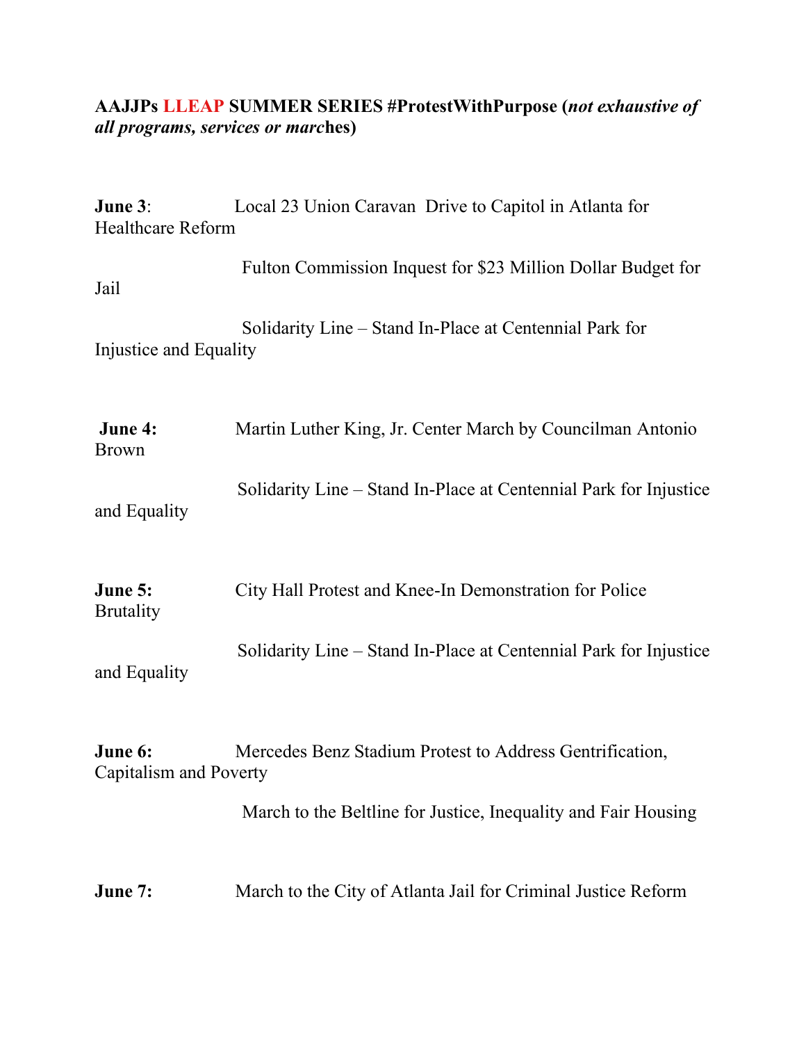**AAJJPs LLEAP SUMMER SERIES #ProtestWithPurpose (*not exhaustive of all programs, services or marc*hes)**

**June 3**: Local 23 Union Caravan Drive to Capitol in Atlanta for Healthcare Reform

Fulton Commission Inquest for $23 Million Dollar Budget for Jail

Solidarity Line – Stand In-Place at Centennial Park for Injustice and Equality

**June 4:** Martin Luther King, Jr. Center March by Councilman Antonio Brown

Solidarity Line – Stand In-Place at Centennial Park for Injustice and Equality

**June 5:** City Hall Protest and Knee-In Demonstration for Police Brutality

Solidarity Line – Stand In-Place at Centennial Park for Injustice and Equality

**June 6:** Mercedes Benz Stadium Protest to Address Gentrification, Capitalism and Poverty

March to the Beltline for Justice, Inequality and Fair Housing

**June 7:** March to the City of Atlanta Jail for Criminal Justice Reform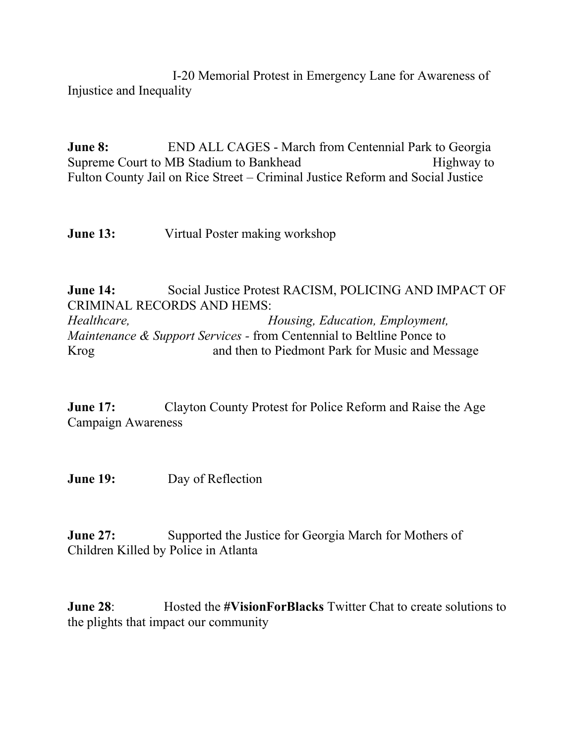I-20 Memorial Protest in Emergency Lane for Awareness of Injustice and Inequality

**June 8:** END ALL CAGES - March from Centennial Park to Georgia Supreme Court to MB Stadium to Bankhead Highway to Fulton County Jail on Rice Street – Criminal Justice Reform and Social Justice

**June 13:** Virtual Poster making workshop

**June 14:** Social Justice Protest RACISM, POLICING AND IMPACT OF CRIMINAL RECORDS AND HEMS: *Healthcare, Housing, Education, Employment, Maintenance & Support Services* - from Centennial to Beltline Ponce to Krog and then to Piedmont Park for Music and Message

**June 17:** Clayton County Protest for Police Reform and Raise the Age Campaign Awareness

**June 19:** Day of Reflection

**June 27:** Supported the Justice for Georgia March for Mothers of Children Killed by Police in Atlanta

**June 28**: Hosted the **#VisionForBlacks** Twitter Chat to create solutions to the plights that impact our community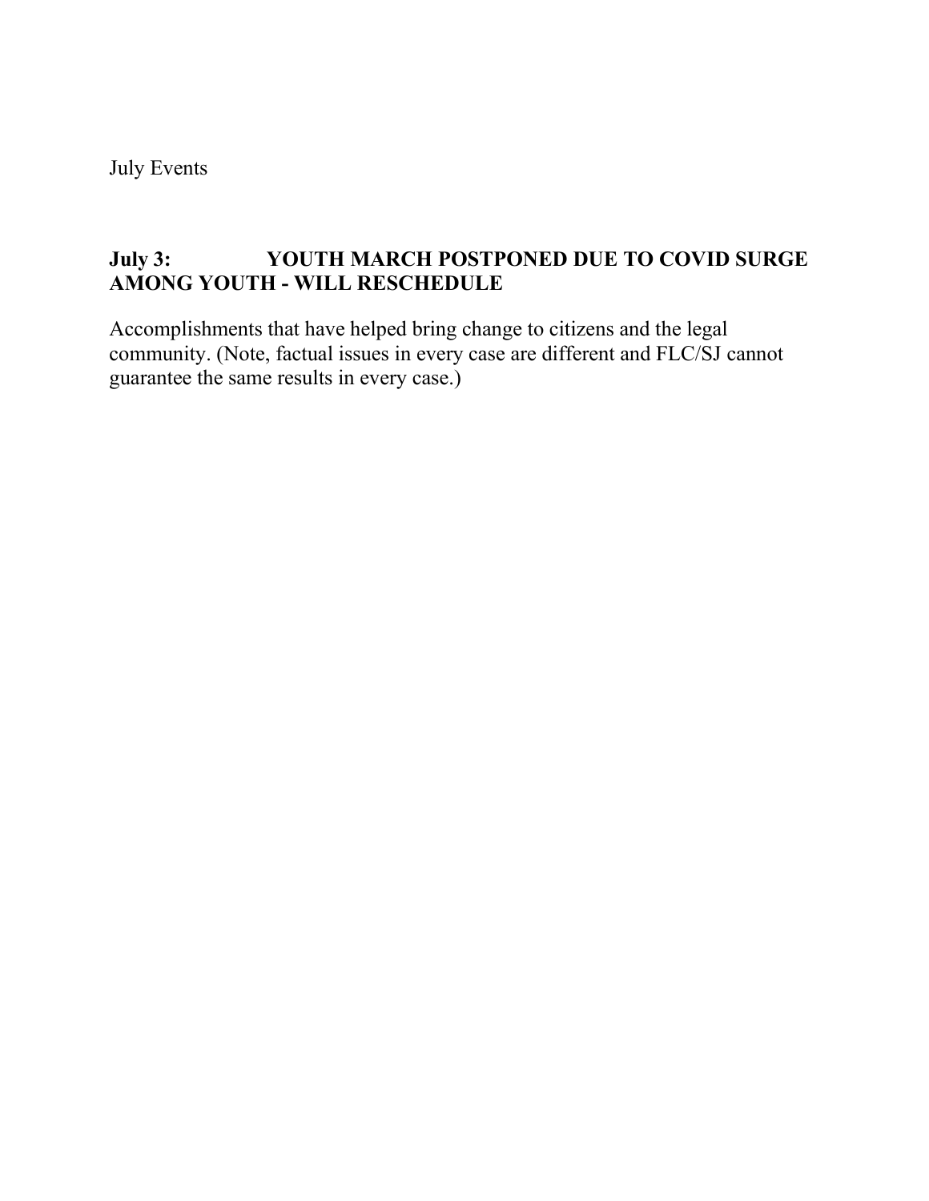July Events

**July 3: YOUTH MARCH POSTPONED DUE TO COVID SURGE AMONG YOUTH - WILL RESCHEDULE**

Accomplishments that have helped bring change to citizens and the legal community. (Note, factual issues in every case are different and FLC/SJ cannot guarantee the same results in every case.)